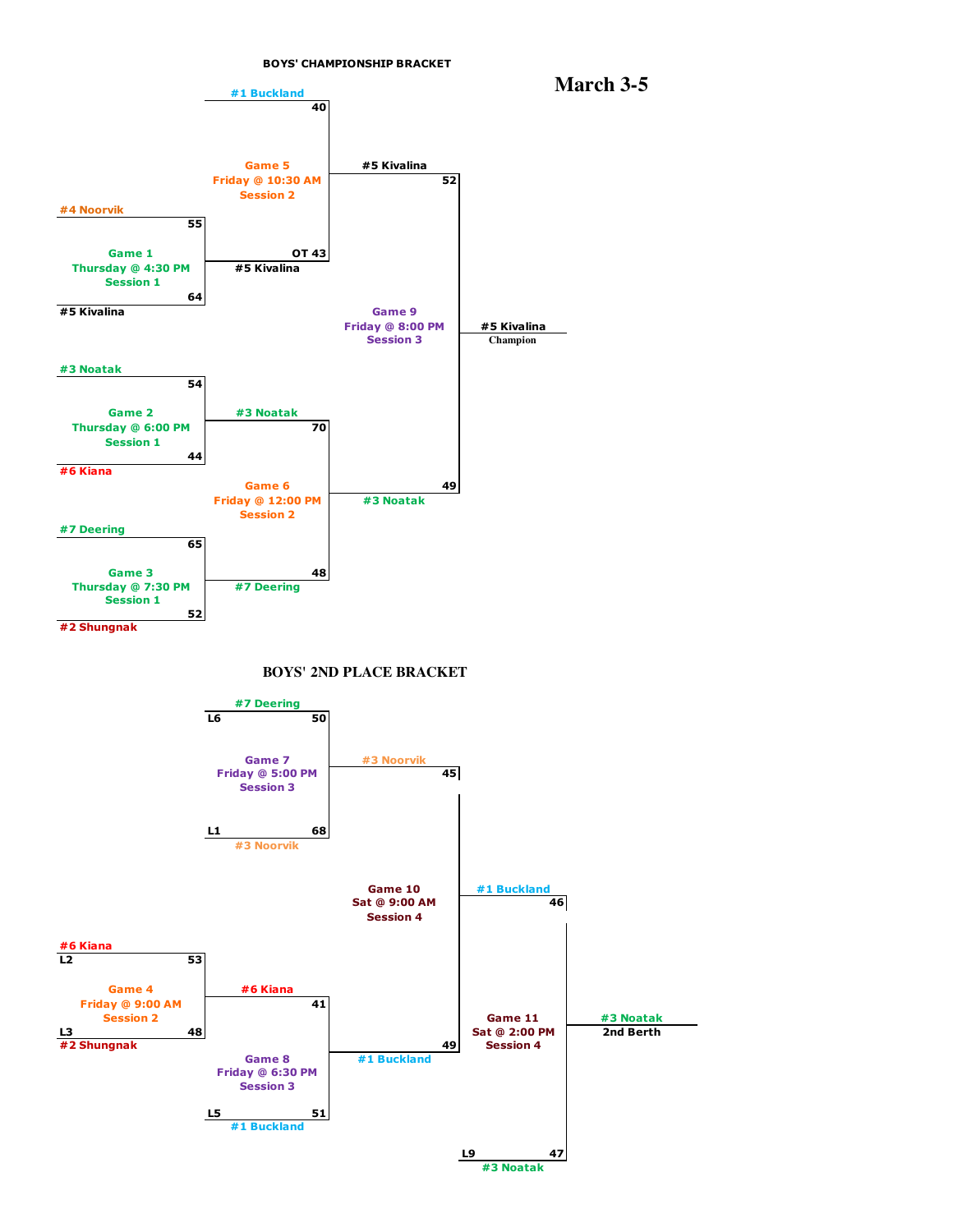# BOYS' CHAMPIONSHIP BRACKET

**March 3-5**

**Game 1** — Thursday @ 4:30 PM — Session 1
- #4 Noorvik 55
- #5 Kivalina 64

**Game 2** — Thursday @ 6:00 PM — Session 1
- #3 Noatak 54
- #6 Kiana 44

**Game 3** — Thursday @ 7:30 PM — Session 1
- #7 Deering 65
- #2 Shungnak 52

**Game 5** — Friday @ 10:30 AM — Session 2
- #1 Buckland 40
- #5 Kivalina OT 43

**Game 6** — Friday @ 12:00 PM — Session 2
- #3 Noatak 70
- #7 Deering 48

**Game 9** — Friday @ 8:00 PM — Session 3
- #5 Kivalina 52
- #3 Noatak 49

**#5 Kivalina** — Champion

# BOYS' 2ND PLACE BRACKET

**Game 4** — Friday @ 9:00 AM — Session 2
- L2 #6 Kiana 53
- L3 #2 Shungnak 48

**Game 7** — Friday @ 5:00 PM — Session 3
- L6 #7 Deering 50
- L1 #3 Noorvik 68

**Game 8** — Friday @ 6:30 PM — Session 3
- #6 Kiana 41
- L5 #1 Buckland 51

**Game 10** — Sat @ 9:00 AM — Session 4
- #3 Noorvik 45
- #1 Buckland 49

**Game 11** — Sat @ 2:00 PM — Session 4
- #1 Buckland 46
- L9 #3 Noatak 47

**#3 Noatak** — 2nd Berth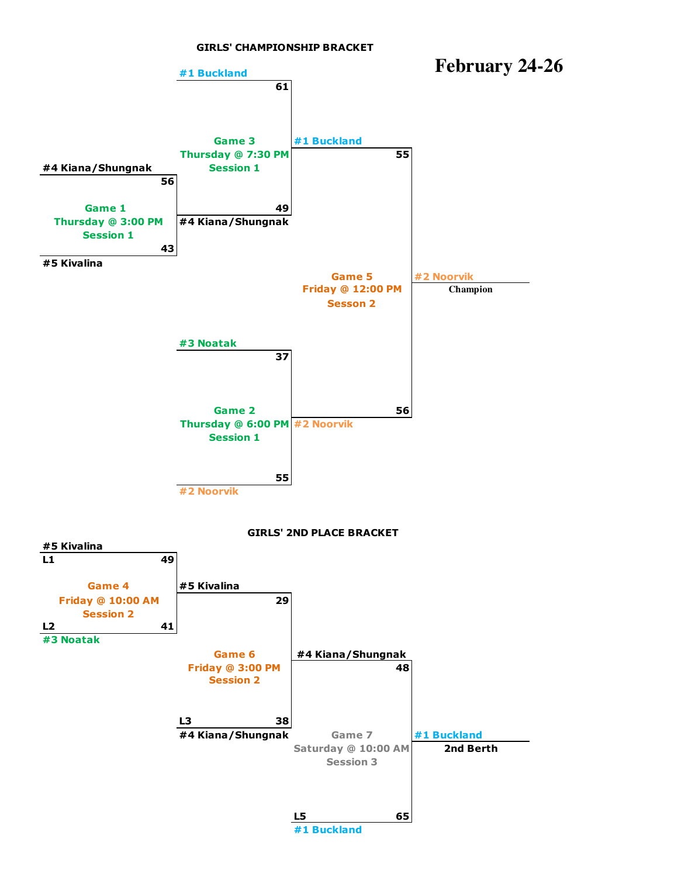**GIRLS' CHAMPIONSHIP BRACKET**

# February 24-26

#1 Buckland
61

Game 3
Thursday @ 7:30 PM
Session 1

#1 Buckland
55

#4 Kiana/Shungnak
56

Game 1
Thursday @ 3:00 PM
Session 1

49
#4 Kiana/Shungnak

43
#5 Kivalina

Game 5
Friday @ 12:00 PM
Sesson 2

#2 Noorvik
Champion

#3 Noatak
37

Game 2
Thursday @ 6:00 PM
Session 1

56
#2 Noorvik

55
#2 Noorvik

**GIRLS' 2ND PLACE BRACKET**

#5 Kivalina
L1 49

Game 4
Friday @ 10:00 AM
Session 2

#5 Kivalina
29

L2 41
#3 Noatak

Game 6
Friday @ 3:00 PM
Session 2

#4 Kiana/Shungnak
48

L3 38
#4 Kiana/Shungnak

Game 7
Saturday @ 10:00 AM
Session 3

#1 Buckland
2nd Berth

L5 65
#1 Buckland